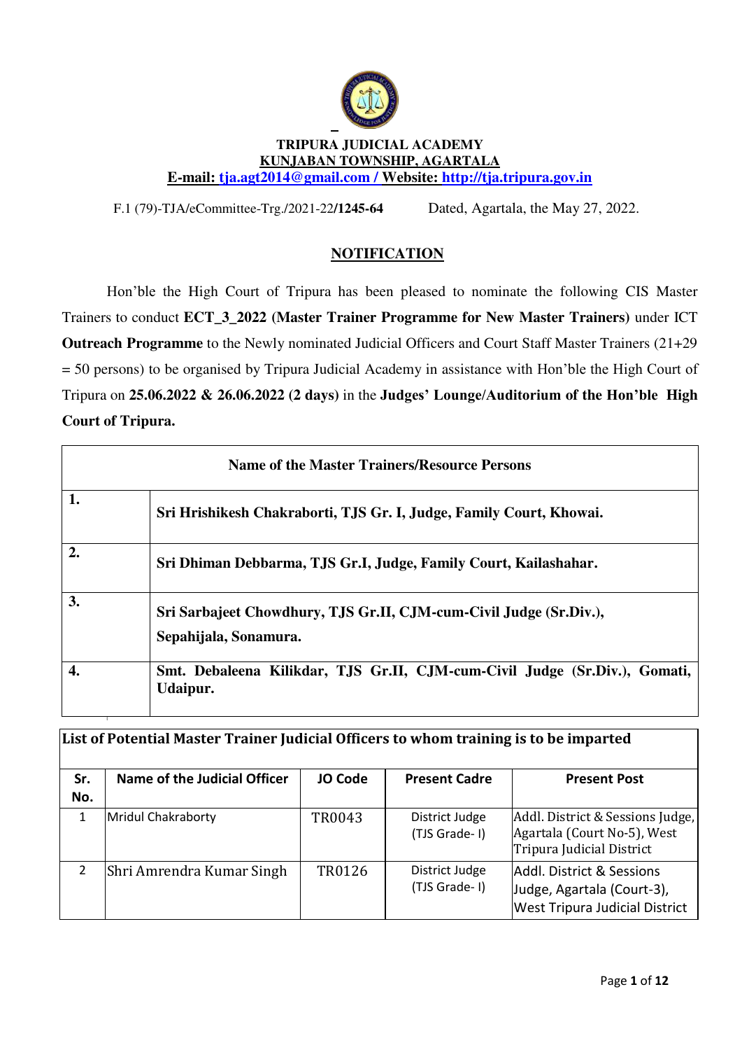**TRIPURA JUDICIAL ACADEMY**
**KUNJABAN TOWNSHIP, AGARTALA**
**E-mail: tja.agt2014@gmail.com / Website: http://tja.tripura.gov.in**

F.1 (79)-TJA/eCommittee-Trg./2021-22/**1245-64** Dated, Agartala, the May 27, 2022.

## NOTIFICATION

Hon'ble the High Court of Tripura has been pleased to nominate the following CIS Master Trainers to conduct **ECT_3_2022 (Master Trainer Programme for New Master Trainers)** under ICT **Outreach Programme** to the Newly nominated Judicial Officers and Court Staff Master Trainers (21+29 = 50 persons) to be organised by Tripura Judicial Academy in assistance with Hon'ble the High Court of Tripura on **25.06.2022 & 26.06.2022 (2 days)** in the **Judges' Lounge/Auditorium of the Hon'ble High Court of Tripura.**

| | **Name of the Master Trainers/Resource Persons** |
|---|---|
| **1.** | **Sri Hrishikesh Chakraborti, TJS Gr. I, Judge, Family Court, Khowai.** |
| **2.** | **Sri Dhiman Debbarma, TJS Gr.I, Judge, Family Court, Kailashahar.** |
| **3.** | **Sri Sarbajeet Chowdhury, TJS Gr.II, CJM-cum-Civil Judge (Sr.Div.), Sepahijala, Sonamura.** |
| **4.** | **Smt. Debaleena Kilikdar, TJS Gr.II, CJM-cum-Civil Judge (Sr.Div.), Gomati, Udaipur.** |

**List of Potential Master Trainer Judicial Officers to whom training is to be imparted**

| Sr. No. | Name of the Judicial Officer | JO Code | Present Cadre | Present Post |
|---|---|---|---|---|
| 1 | Mridul Chakraborty | TR0043 | District Judge (TJS Grade- I) | Addl. District & Sessions Judge, Agartala (Court No-5), West Tripura Judicial District |
| 2 | Shri Amrendra Kumar Singh | TR0126 | District Judge (TJS Grade- I) | Addl. District & Sessions Judge, Agartala (Court-3), West Tripura Judicial District |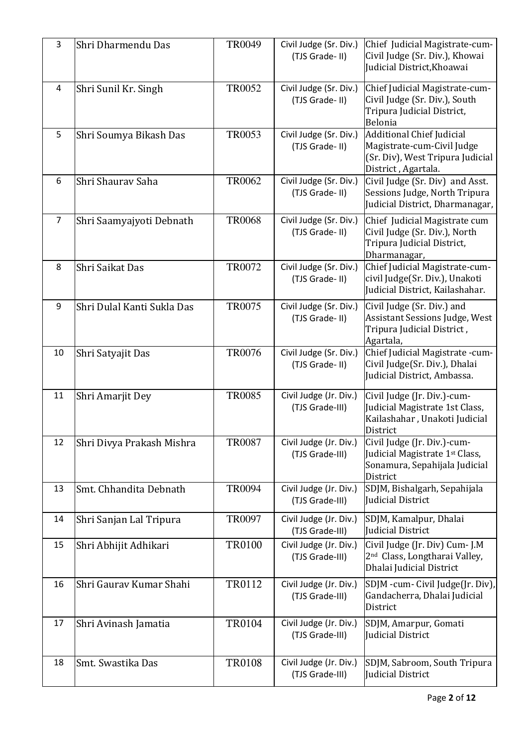| 3 | Shri Dharmendu Das | TR0049 | Civil Judge (Sr. Div.) (TJS Grade- II) | Chief Judicial Magistrate-cum-Civil Judge (Sr. Div.), Khowai Judicial District,Khoawai |
|---|---|---|---|---|
| 4 | Shri Sunil Kr. Singh | TR0052 | Civil Judge (Sr. Div.) (TJS Grade- II) | Chief Judicial Magistrate-cum-Civil Judge (Sr. Div.), South Tripura Judicial District, Belonia |
| 5 | Shri Soumya Bikash Das | TR0053 | Civil Judge (Sr. Div.) (TJS Grade- II) | Additional Chief Judicial Magistrate-cum-Civil Judge (Sr. Div), West Tripura Judicial District , Agartala. |
| 6 | Shri Shaurav Saha | TR0062 | Civil Judge (Sr. Div.) (TJS Grade- II) | Civil Judge (Sr. Div) and Asst. Sessions Judge, North Tripura Judicial District, Dharmanagar, |
| 7 | Shri Saamyajyoti Debnath | TR0068 | Civil Judge (Sr. Div.) (TJS Grade- II) | Chief Judicial Magistrate cum Civil Judge (Sr. Div.), North Tripura Judicial District, Dharmanagar, |
| 8 | Shri Saikat Das | TR0072 | Civil Judge (Sr. Div.) (TJS Grade- II) | Chief Judicial Magistrate-cum-civil Judge(Sr. Div.), Unakoti Judicial District, Kailashahar. |
| 9 | Shri Dulal Kanti Sukla Das | TR0075 | Civil Judge (Sr. Div.) (TJS Grade- II) | Civil Judge (Sr. Div.) and Assistant Sessions Judge, West Tripura Judicial District , Agartala, |
| 10 | Shri Satyajit Das | TR0076 | Civil Judge (Sr. Div.) (TJS Grade- II) | Chief Judicial Magistrate -cum-Civil Judge(Sr. Div.), Dhalai Judicial District, Ambassa. |
| 11 | Shri Amarjit Dey | TR0085 | Civil Judge (Jr. Div.) (TJS Grade-III) | Civil Judge (Jr. Div.)-cum-Judicial Magistrate 1st Class, Kailashahar , Unakoti Judicial District |
| 12 | Shri Divya Prakash Mishra | TR0087 | Civil Judge (Jr. Div.) (TJS Grade-III) | Civil Judge (Jr. Div.)-cum-Judicial Magistrate 1st Class, Sonamura, Sepahijala Judicial District |
| 13 | Smt. Chhandita Debnath | TR0094 | Civil Judge (Jr. Div.) (TJS Grade-III) | SDJM, Bishalgarh, Sepahijala Judicial District |
| 14 | Shri Sanjan Lal Tripura | TR0097 | Civil Judge (Jr. Div.) (TJS Grade-III) | SDJM, Kamalpur, Dhalai Judicial District |
| 15 | Shri Abhijit Adhikari | TR0100 | Civil Judge (Jr. Div.) (TJS Grade-III) | Civil Judge (Jr. Div) Cum- J.M 2nd Class, Longtharai Valley, Dhalai Judicial District |
| 16 | Shri Gaurav Kumar Shahi | TR0112 | Civil Judge (Jr. Div.) (TJS Grade-III) | SDJM -cum- Civil Judge(Jr. Div), Gandacherra, Dhalai Judicial District |
| 17 | Shri Avinash Jamatia | TR0104 | Civil Judge (Jr. Div.) (TJS Grade-III) | SDJM, Amarpur, Gomati Judicial District |
| 18 | Smt. Swastika Das | TR0108 | Civil Judge (Jr. Div.) (TJS Grade-III) | SDJM, Sabroom, South Tripura Judicial District |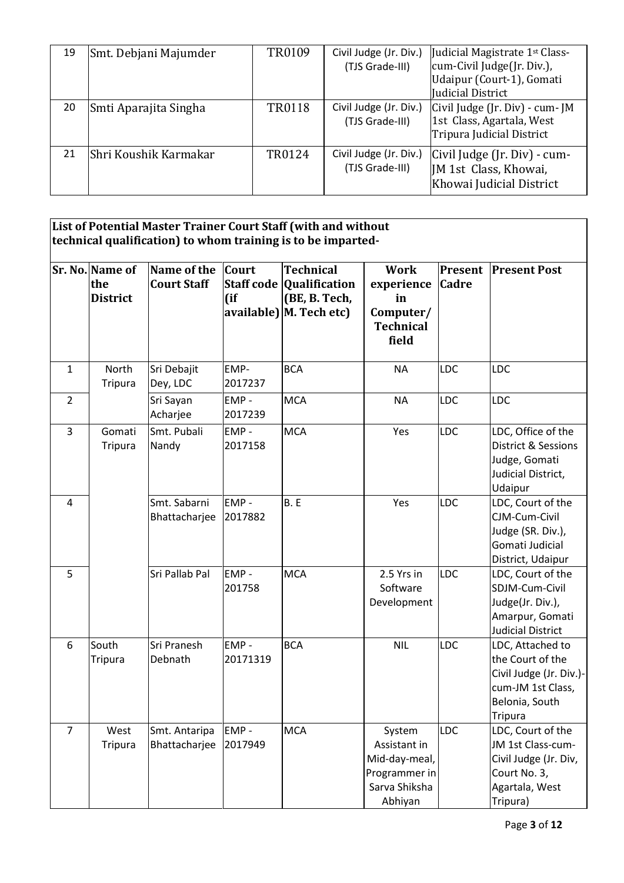| 19 | Smt. Debjani Majumder | TR0109 | Civil Judge (Jr. Div.) (TJS Grade-III) | Judicial Magistrate 1st Class-cum-Civil Judge(Jr. Div.), Udaipur (Court-1), Gomati Judicial District |
|---|---|---|---|---|
| 20 | Smti Aparajita Singha | TR0118 | Civil Judge (Jr. Div.) (TJS Grade-III) | Civil Judge (Jr. Div) - cum- JM 1st Class, Agartala, West Tripura Judicial District |
| 21 | Shri Koushik Karmakar | TR0124 | Civil Judge (Jr. Div.) (TJS Grade-III) | Civil Judge (Jr. Div) - cum-JM 1st Class, Khowai, Khowai Judicial District |

**List of Potential Master Trainer Court Staff (with and without technical qualification) to whom training is to be imparted-**

| Sr. No. | Name of the District | Name of the Court Staff | Court Staff code (if available) | Technical Qualification (BE, B. Tech, M. Tech etc) | Work experience in Computer/ Technical field | Present Cadre | Present Post |
|---|---|---|---|---|---|---|---|
| 1 | North Tripura | Sri Debajit Dey, LDC | EMP-2017237 | BCA | NA | LDC | LDC |
| 2 | | Sri Sayan Acharjee | EMP - 2017239 | MCA | NA | LDC | LDC |
| 3 | Gomati Tripura | Smt. Pubali Nandy | EMP - 2017158 | MCA | Yes | LDC | LDC, Office of the District & Sessions Judge, Gomati Judicial District, Udaipur |
| 4 | | Smt. Sabarni Bhattacharjee | EMP - 2017882 | B. E | Yes | LDC | LDC, Court of the CJM-Cum-Civil Judge (SR. Div.), Gomati Judicial District, Udaipur |
| 5 | | Sri Pallab Pal | EMP - 201758 | MCA | 2.5 Yrs in Software Development | LDC | LDC, Court of the SDJM-Cum-Civil Judge(Jr. Div.), Amarpur, Gomati Judicial District |
| 6 | South Tripura | Sri Pranesh Debnath | EMP - 20171319 | BCA | NIL | LDC | LDC, Attached to the Court of the Civil Judge (Jr. Div.)-cum-JM 1st Class, Belonia, South Tripura |
| 7 | West Tripura | Smt. Antaripa Bhattacharjee | EMP - 2017949 | MCA | System Assistant in Mid-day-meal, Programmer in Sarva Shiksha Abhiyan | LDC | LDC, Court of the JM 1st Class-cum-Civil Judge (Jr. Div, Court No. 3, Agartala, West Tripura) |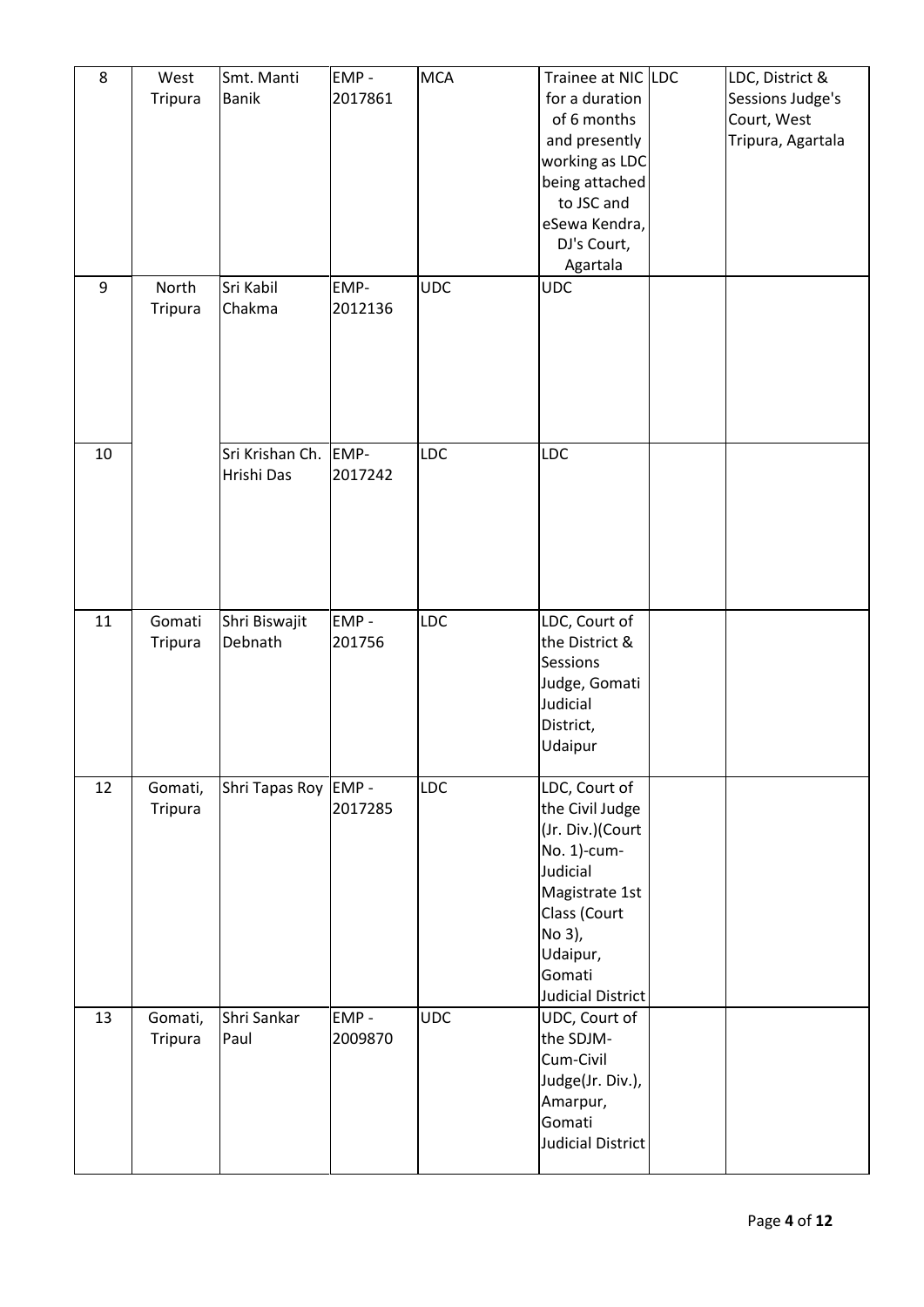| 8 | West Tripura | Smt. Manti Banik | EMP - 2017861 | MCA | Trainee at NIC for a duration of 6 months and presently working as LDC being attached to JSC and eSewa Kendra, DJ's Court, Agartala | LDC | LDC, District & Sessions Judge's Court, West Tripura, Agartala |
|---|---|---|---|---|---|---|---|
| 9 | North Tripura | Sri Kabil Chakma | EMP- 2012136 | UDC | UDC | | |
| 10 | | Sri Krishan Ch. Hrishi Das | EMP- 2017242 | LDC | LDC | | |
| 11 | Gomati Tripura | Shri Biswajit Debnath | EMP - 201756 | LDC | LDC, Court of the District & Sessions Judge, Gomati Judicial District, Udaipur | | |
| 12 | Gomati, Tripura | Shri Tapas Roy | EMP - 2017285 | LDC | LDC, Court of the Civil Judge (Jr. Div.)(Court No. 1)-cum-Judicial Magistrate 1st Class (Court No 3), Udaipur, Gomati Judicial District | | |
| 13 | Gomati, Tripura | Shri Sankar Paul | EMP - 2009870 | UDC | UDC, Court of the SDJM-Cum-Civil Judge(Jr. Div.), Amarpur, Gomati Judicial District | | |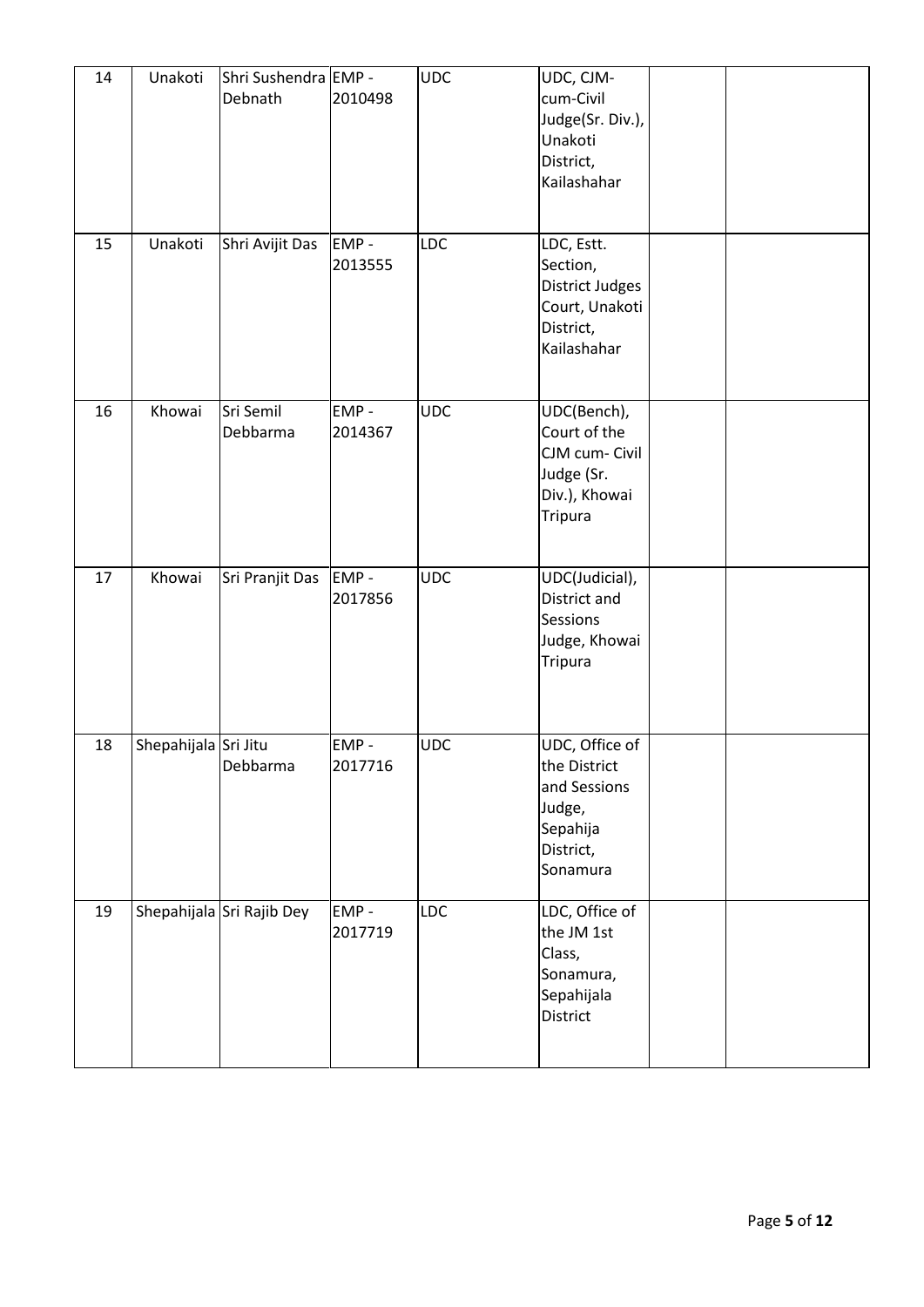| 14 | Unakoti | Shri Sushendra Debnath | EMP - 2010498 | UDC | UDC, CJM-cum-Civil Judge(Sr. Div.), Unakoti District, Kailashahar | | |
|---|---|---|---|---|---|---|---|
| 15 | Unakoti | Shri Avijit Das | EMP - 2013555 | LDC | LDC, Estt. Section, District Judges Court, Unakoti District, Kailashahar | | |
| 16 | Khowai | Sri Semil Debbarma | EMP - 2014367 | UDC | UDC(Bench), Court of the CJM cum- Civil Judge (Sr. Div.), Khowai Tripura | | |
| 17 | Khowai | Sri Pranjit Das | EMP - 2017856 | UDC | UDC(Judicial), District and Sessions Judge, Khowai Tripura | | |
| 18 | Shepahijala | Sri Jitu Debbarma | EMP - 2017716 | UDC | UDC, Office of the District and Sessions Judge, Sepahija District, Sonamura | | |
| 19 | Shepahijala | Sri Rajib Dey | EMP - 2017719 | LDC | LDC, Office of the JM 1st Class, Sonamura, Sepahijala District | | |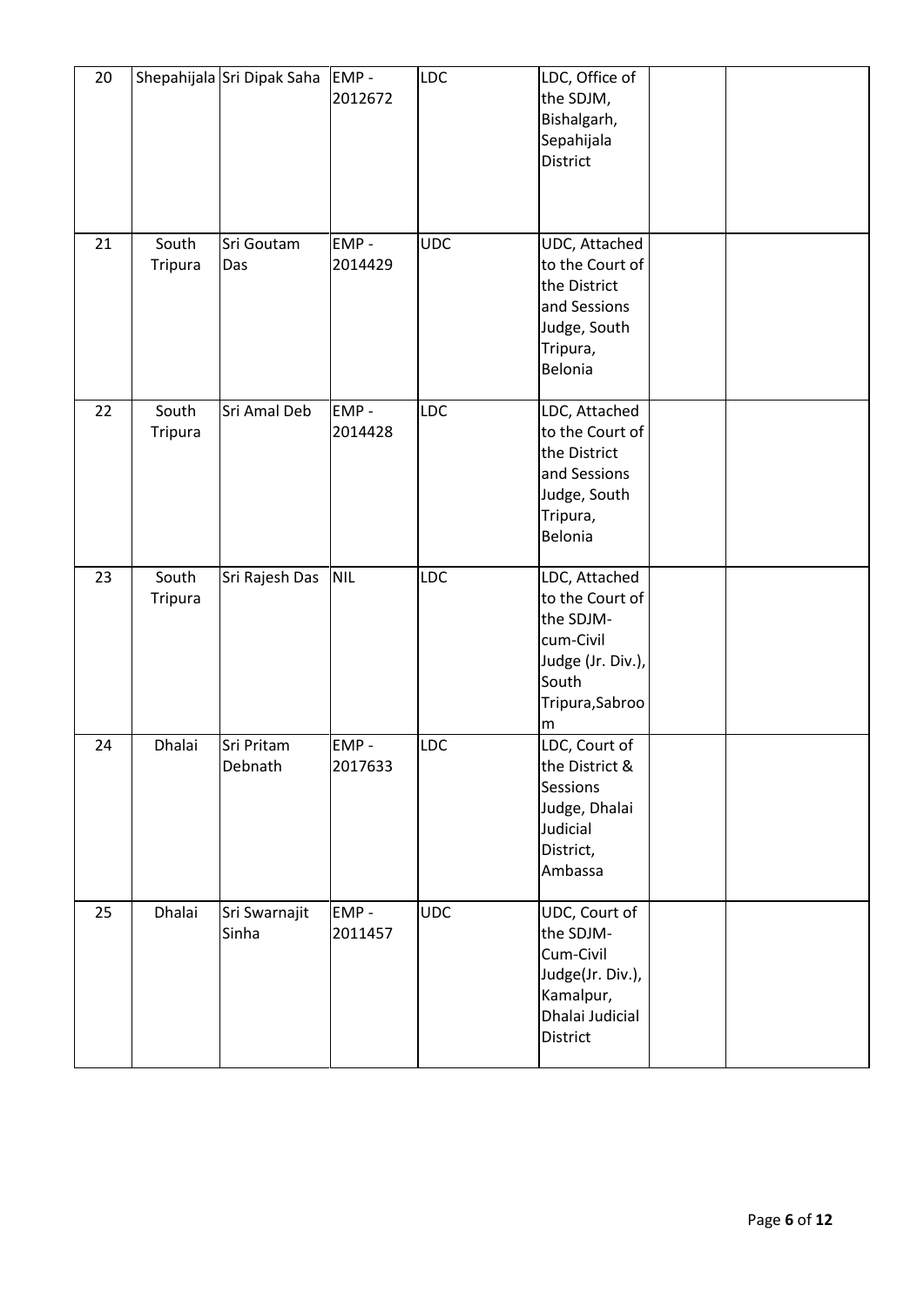| 20 | Shepahijala | Sri Dipak Saha | EMP - 2012672 | LDC | LDC, Office of the SDJM, Bishalgarh, Sepahijala District | | |
|---|---|---|---|---|---|---|---|
| 21 | South Tripura | Sri Goutam Das | EMP - 2014429 | UDC | UDC, Attached to the Court of the District and Sessions Judge, South Tripura, Belonia | | |
| 22 | South Tripura | Sri Amal Deb | EMP - 2014428 | LDC | LDC, Attached to the Court of the District and Sessions Judge, South Tripura, Belonia | | |
| 23 | South Tripura | Sri Rajesh Das | NIL | LDC | LDC, Attached to the Court of the SDJM-cum-Civil Judge (Jr. Div.), South Tripura,Sabroom | | |
| 24 | Dhalai | Sri Pritam Debnath | EMP - 2017633 | LDC | LDC, Court of the District & Sessions Judge, Dhalai Judicial District, Ambassa | | |
| 25 | Dhalai | Sri Swarnajit Sinha | EMP - 2011457 | UDC | UDC, Court of the SDJM-Cum-Civil Judge(Jr. Div.), Kamalpur, Dhalai Judicial District | | |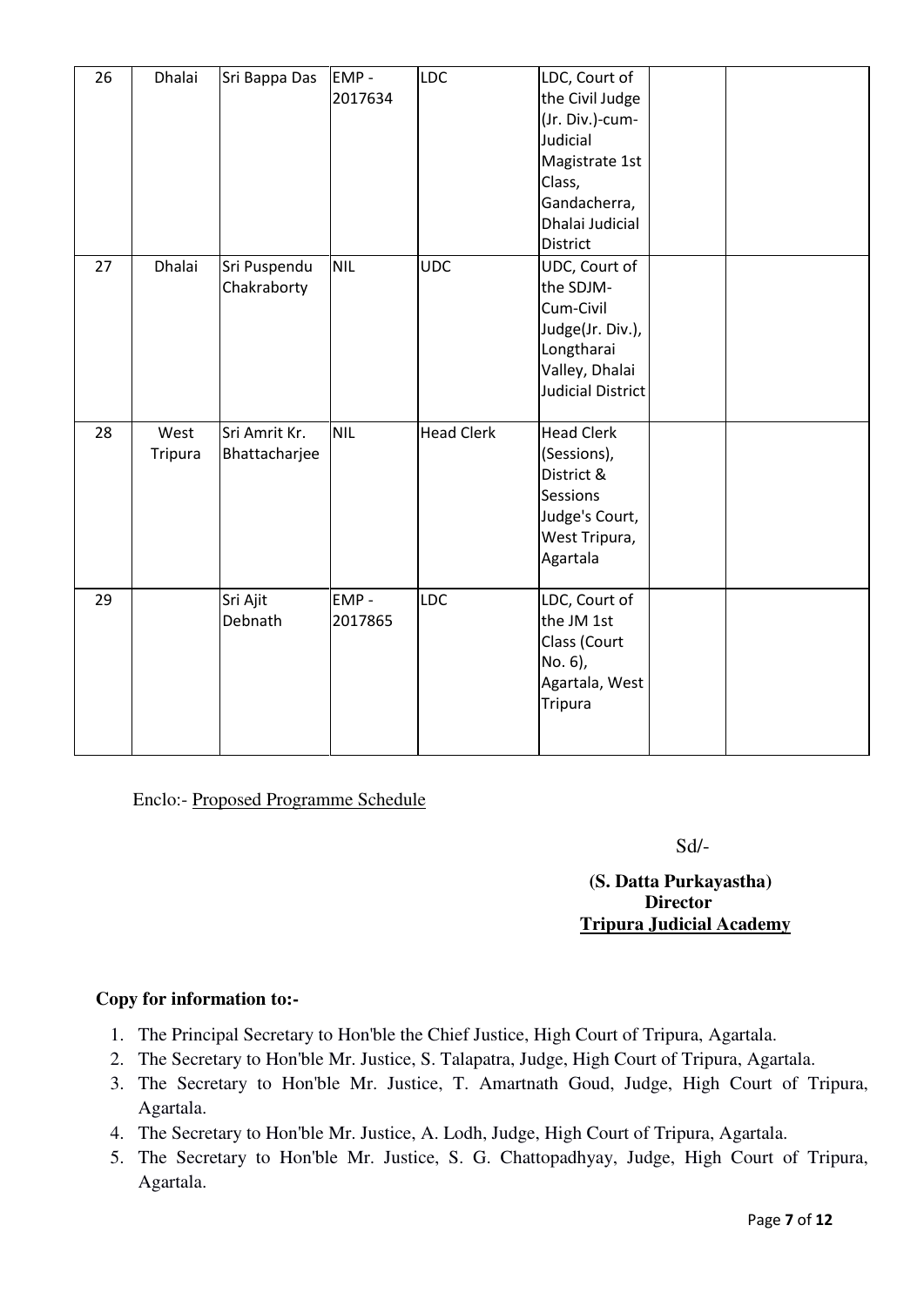| 26 | Dhalai | Sri Bappa Das | EMP - 2017634 | LDC | LDC, Court of the Civil Judge (Jr. Div.)-cum-Judicial Magistrate 1st Class, Gandacherra, Dhalai Judicial District | | |
|---|---|---|---|---|---|---|---|
| 27 | Dhalai | Sri Puspendu Chakraborty | NIL | UDC | UDC, Court of the SDJM-Cum-Civil Judge(Jr. Div.), Longtharai Valley, Dhalai Judicial District | | |
| 28 | West Tripura | Sri Amrit Kr. Bhattacharjee | NIL | Head Clerk | Head Clerk (Sessions), District & Sessions Judge's Court, West Tripura, Agartala | | |
| 29 | | Sri Ajit Debnath | EMP - 2017865 | LDC | LDC, Court of the JM 1st Class (Court No. 6), Agartala, West Tripura | | |

Enclo:- Proposed Programme Schedule

Sd/-

**(S. Datta Purkayastha)**
**Director**
**Tripura Judicial Academy**

**Copy for information to:-**

1. The Principal Secretary to Hon'ble the Chief Justice, High Court of Tripura, Agartala.
2. The Secretary to Hon'ble Mr. Justice, S. Talapatra, Judge, High Court of Tripura, Agartala.
3. The Secretary to Hon'ble Mr. Justice, T. Amartnath Goud, Judge, High Court of Tripura, Agartala.
4. The Secretary to Hon'ble Mr. Justice, A. Lodh, Judge, High Court of Tripura, Agartala.
5. The Secretary to Hon'ble Mr. Justice, S. G. Chattopadhyay, Judge, High Court of Tripura, Agartala.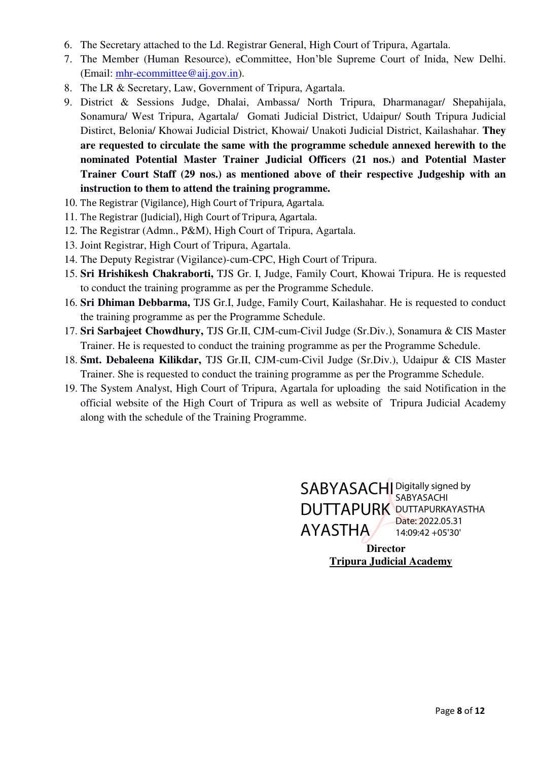6. The Secretary attached to the Ld. Registrar General, High Court of Tripura, Agartala.
7. The Member (Human Resource), eCommittee, Hon'ble Supreme Court of Inida, New Delhi. (Email: mhr-ecommittee@aij.gov.in).
8. The LR & Secretary, Law, Government of Tripura, Agartala.
9. District & Sessions Judge, Dhalai, Ambassa/ North Tripura, Dharmanagar/ Shepahijala, Sonamura/ West Tripura, Agartala/ Gomati Judicial District, Udaipur/ South Tripura Judicial Distirct, Belonia/ Khowai Judicial District, Khowai/ Unakoti Judicial District, Kailashahar. **They are requested to circulate the same with the programme schedule annexed herewith to the nominated Potential Master Trainer Judicial Officers (21 nos.) and Potential Master Trainer Court Staff (29 nos.) as mentioned above of their respective Judgeship with an instruction to them to attend the training programme.**
10. The Registrar (Vigilance), High Court of Tripura, Agartala.
11. The Registrar (Judicial), High Court of Tripura, Agartala.
12. The Registrar (Admn., P&M), High Court of Tripura, Agartala.
13. Joint Registrar, High Court of Tripura, Agartala.
14. The Deputy Registrar (Vigilance)-cum-CPC, High Court of Tripura.
15. **Sri Hrishikesh Chakraborti,** TJS Gr. I, Judge, Family Court, Khowai Tripura. He is requested to conduct the training programme as per the Programme Schedule.
16. **Sri Dhiman Debbarma,** TJS Gr.I, Judge, Family Court, Kailashahar. He is requested to conduct the training programme as per the Programme Schedule.
17. **Sri Sarbajeet Chowdhury,** TJS Gr.II, CJM-cum-Civil Judge (Sr.Div.), Sonamura & CIS Master Trainer. He is requested to conduct the training programme as per the Programme Schedule.
18. **Smt. Debaleena Kilikdar,** TJS Gr.II, CJM-cum-Civil Judge (Sr.Div.), Udaipur & CIS Master Trainer. She is requested to conduct the training programme as per the Programme Schedule.
19. The System Analyst, High Court of Tripura, Agartala for uploading the said Notification in the official website of the High Court of Tripura as well as website of Tripura Judicial Academy along with the schedule of the Training Programme.

SABYASACHI DUTTAPURKAYASTHA
Digitally signed by SABYASACHI DUTTAPURKAYASTHA
Date: 2022.05.31 14:09:42 +05'30'

**Director**
**Tripura Judicial Academy**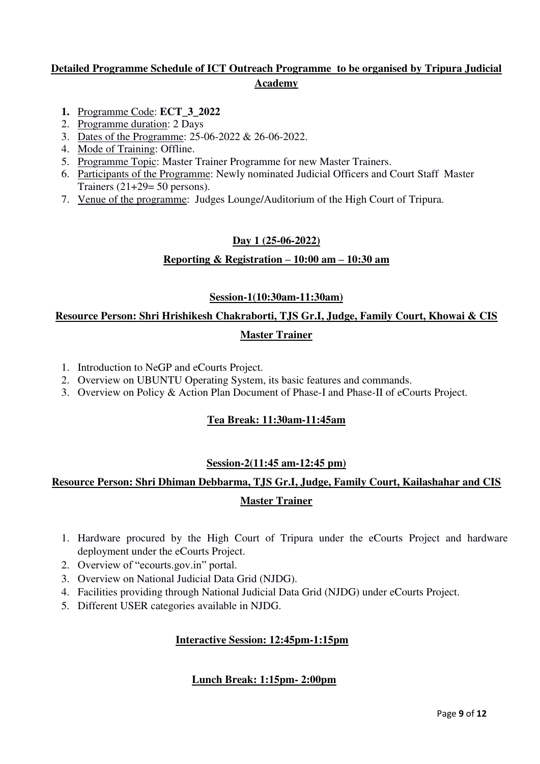## Detailed Programme Schedule of ICT Outreach Programme to be organised by Tripura Judicial Academy

1. Programme Code: **ECT_3_2022**
2. Programme duration: 2 Days
3. Dates of the Programme: 25-06-2022 & 26-06-2022.
4. Mode of Training: Offline.
5. Programme Topic: Master Trainer Programme for new Master Trainers.
6. Participants of the Programme: Newly nominated Judicial Officers and Court Staff Master Trainers (21+29= 50 persons).
7. Venue of the programme: Judges Lounge/Auditorium of the High Court of Tripura.

### Day 1 (25-06-2022)

**Reporting & Registration – 10:00 am – 10:30 am**

**Session-1(10:30am-11:30am)**

**Resource Person: Shri Hrishikesh Chakraborti, TJS Gr.I, Judge, Family Court, Khowai & CIS Master Trainer**

1. Introduction to NeGP and eCourts Project.
2. Overview on UBUNTU Operating System, its basic features and commands.
3. Overview on Policy & Action Plan Document of Phase-I and Phase-II of eCourts Project.

**Tea Break: 11:30am-11:45am**

**Session-2(11:45 am-12:45 pm)**

**Resource Person: Shri Dhiman Debbarma, TJS Gr.I, Judge, Family Court, Kailashahar and CIS Master Trainer**

1. Hardware procured by the High Court of Tripura under the eCourts Project and hardware deployment under the eCourts Project.
2. Overview of "ecourts.gov.in" portal.
3. Overview on National Judicial Data Grid (NJDG).
4. Facilities providing through National Judicial Data Grid (NJDG) under eCourts Project.
5. Different USER categories available in NJDG.

**Interactive Session: 12:45pm-1:15pm**

**Lunch Break: 1:15pm- 2:00pm**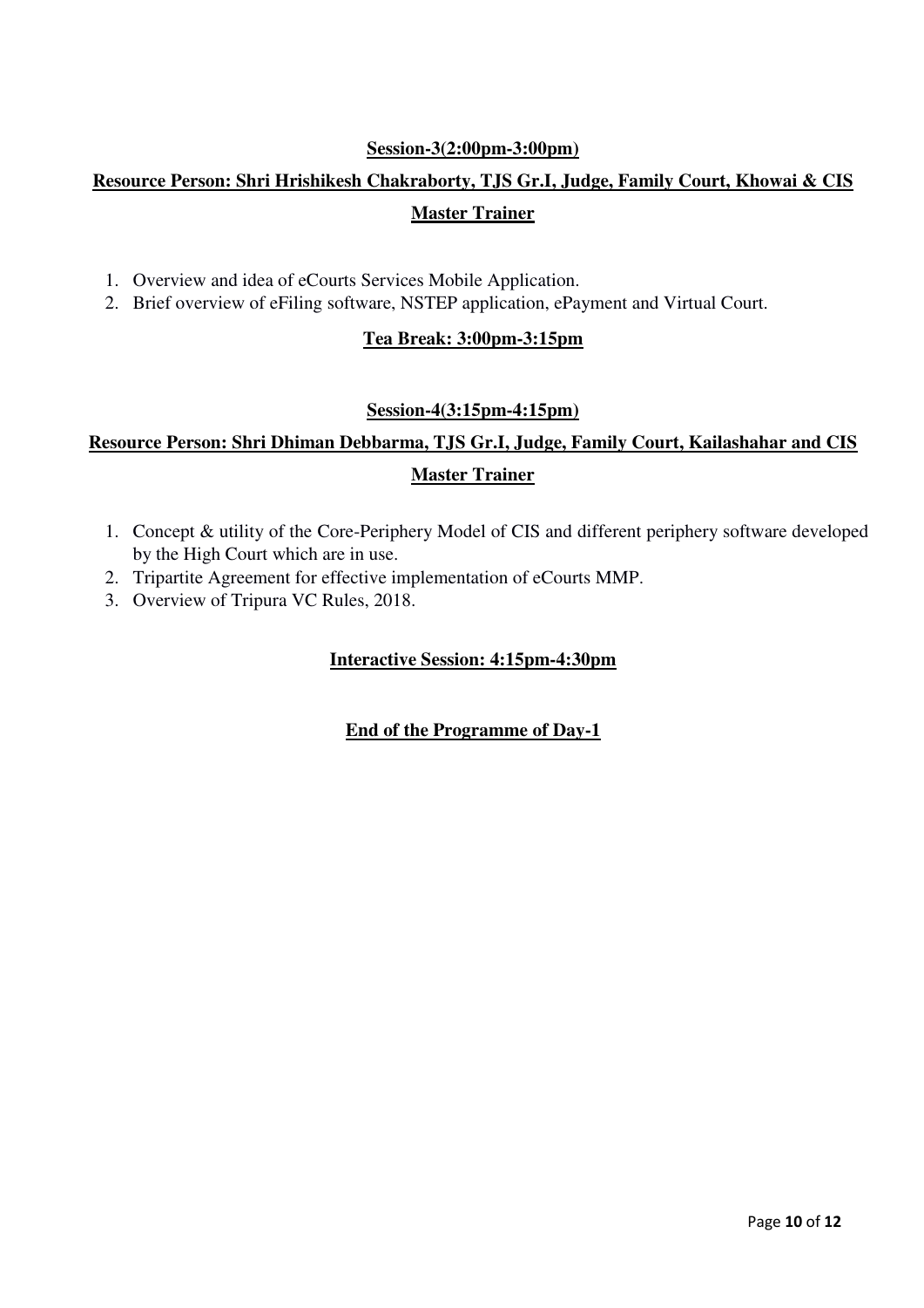**Session-3(2:00pm-3:00pm)**

**Resource Person: Shri Hrishikesh Chakraborty, TJS Gr.I, Judge, Family Court, Khowai & CIS Master Trainer**

1. Overview and idea of eCourts Services Mobile Application.
2. Brief overview of eFiling software, NSTEP application, ePayment and Virtual Court.

**Tea Break: 3:00pm-3:15pm**

**Session-4(3:15pm-4:15pm)**

**Resource Person: Shri Dhiman Debbarma, TJS Gr.I, Judge, Family Court, Kailashahar and CIS Master Trainer**

1. Concept & utility of the Core-Periphery Model of CIS and different periphery software developed by the High Court which are in use.
2. Tripartite Agreement for effective implementation of eCourts MMP.
3. Overview of Tripura VC Rules, 2018.

**Interactive Session: 4:15pm-4:30pm**

**End of the Programme of Day-1**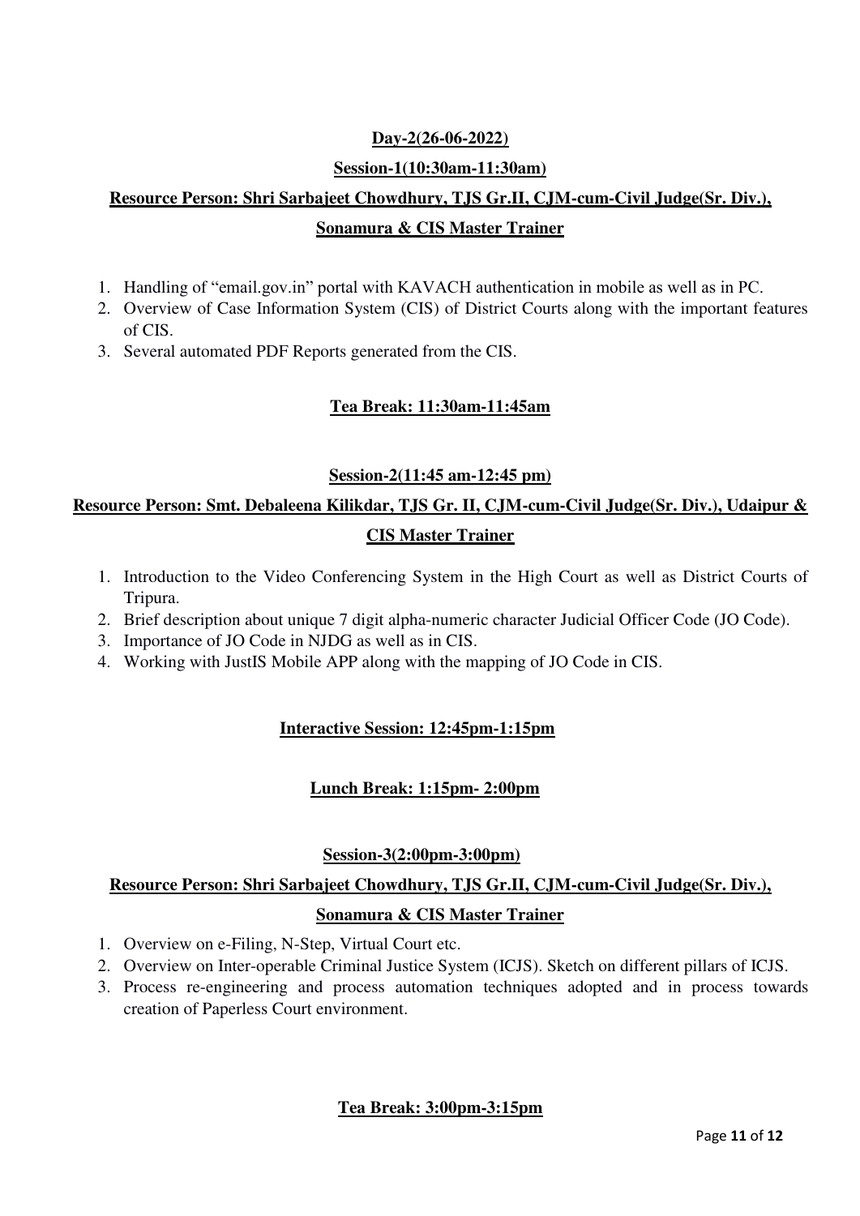**Day-2(26-06-2022)**

**Session-1(10:30am-11:30am)**

**Resource Person: Shri Sarbajeet Chowdhury, TJS Gr.II, CJM-cum-Civil Judge(Sr. Div.), Sonamura & CIS Master Trainer**

1. Handling of "email.gov.in" portal with KAVACH authentication in mobile as well as in PC.
2. Overview of Case Information System (CIS) of District Courts along with the important features of CIS.
3. Several automated PDF Reports generated from the CIS.

**Tea Break: 11:30am-11:45am**

**Session-2(11:45 am-12:45 pm)**

**Resource Person: Smt. Debaleena Kilikdar, TJS Gr. II, CJM-cum-Civil Judge(Sr. Div.), Udaipur & CIS Master Trainer**

1. Introduction to the Video Conferencing System in the High Court as well as District Courts of Tripura.
2. Brief description about unique 7 digit alpha-numeric character Judicial Officer Code (JO Code).
3. Importance of JO Code in NJDG as well as in CIS.
4. Working with JustIS Mobile APP along with the mapping of JO Code in CIS.

**Interactive Session: 12:45pm-1:15pm**

**Lunch Break: 1:15pm- 2:00pm**

**Session-3(2:00pm-3:00pm)**

**Resource Person: Shri Sarbajeet Chowdhury, TJS Gr.II, CJM-cum-Civil Judge(Sr. Div.), Sonamura & CIS Master Trainer**

1. Overview on e-Filing, N-Step, Virtual Court etc.
2. Overview on Inter-operable Criminal Justice System (ICJS). Sketch on different pillars of ICJS.
3. Process re-engineering and process automation techniques adopted and in process towards creation of Paperless Court environment.

**Tea Break: 3:00pm-3:15pm**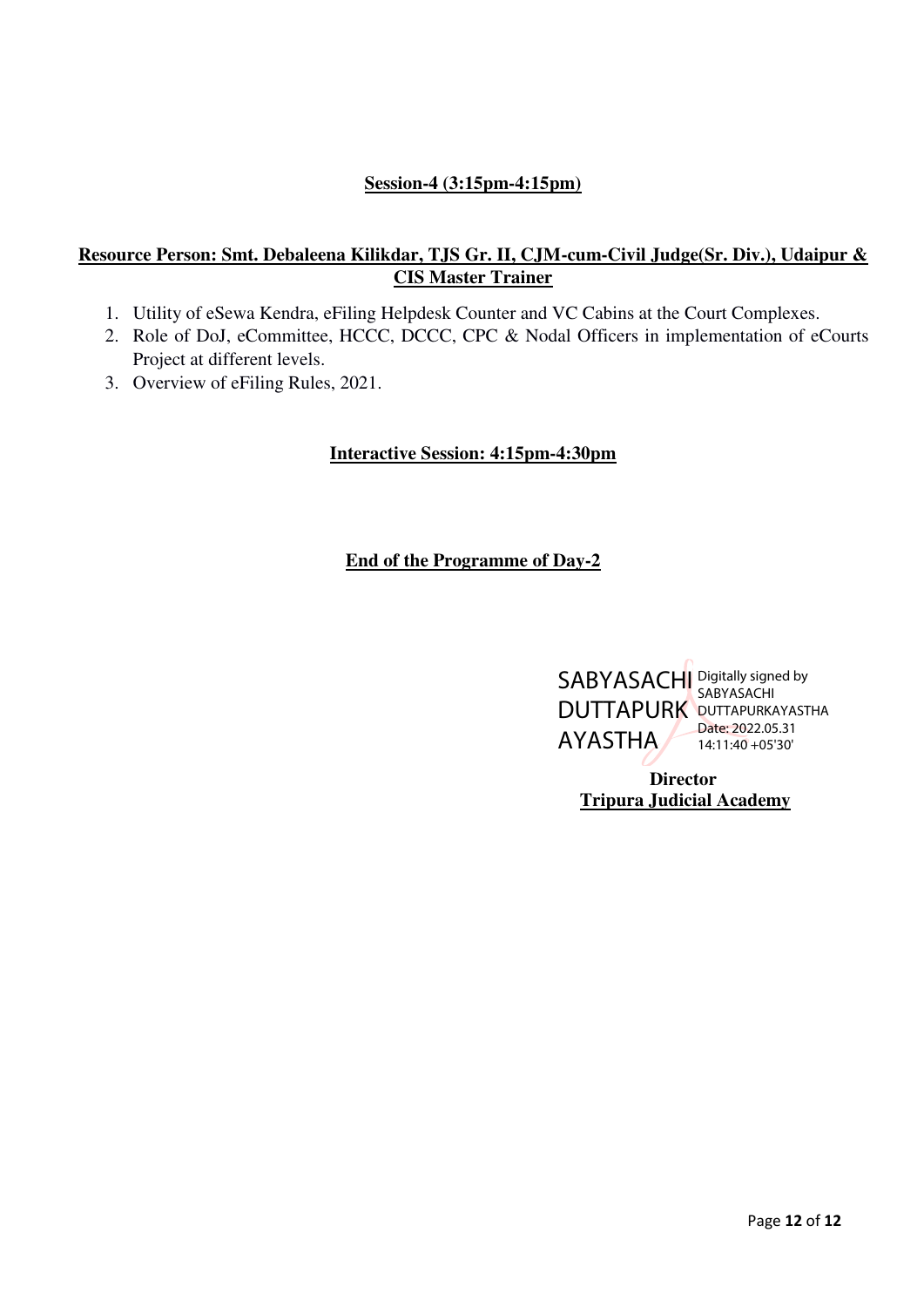**Session-4 (3:15pm-4:15pm)**

**Resource Person: Smt. Debaleena Kilikdar, TJS Gr. II, CJM-cum-Civil Judge(Sr. Div.), Udaipur & CIS Master Trainer**

1. Utility of eSewa Kendra, eFiling Helpdesk Counter and VC Cabins at the Court Complexes.
2. Role of DoJ, eCommittee, HCCC, DCCC, CPC & Nodal Officers in implementation of eCourts Project at different levels.
3. Overview of eFiling Rules, 2021.

**Interactive Session: 4:15pm-4:30pm**

**End of the Programme of Day-2**

SABYASACHI DUTTAPURKAYASTHA
Digitally signed by SABYASACHI DUTTAPURKAYASTHA
Date: 2022.05.31 14:11:40 +05'30'

**Director**
**Tripura Judicial Academy**